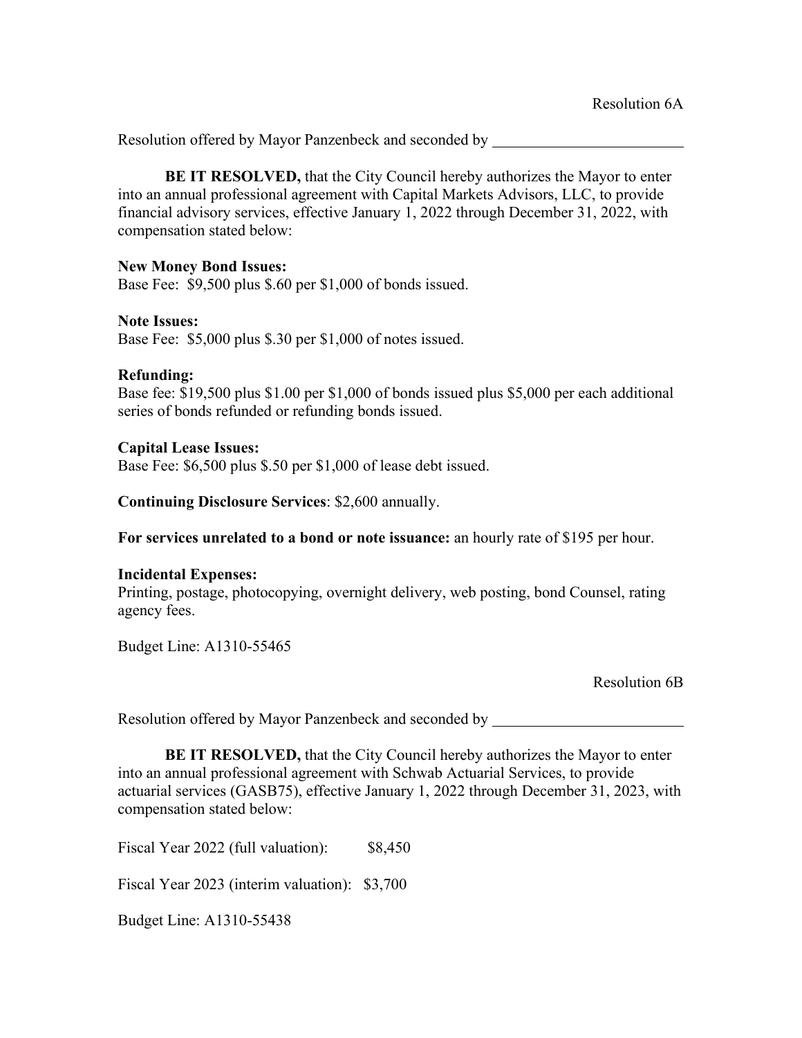Resolution 6A

Resolution offered by Mayor Panzenbeck and seconded by \_\_\_\_\_\_\_\_\_\_\_\_\_\_\_\_\_\_\_\_\_\_\_\_\_

**BE IT RESOLVED,** that the City Council hereby authorizes the Mayor to enter into an annual professional agreement with Capital Markets Advisors, LLC, to provide financial advisory services, effective January 1, 2022 through December 31, 2022, with compensation stated below:

**New Money Bond Issues:**
Base Fee: $9,500 plus $.60 per $1,000 of bonds issued.

**Note Issues:**
Base Fee: $5,000 plus $.30 per $1,000 of notes issued.

**Refunding:**
Base fee: $19,500 plus $1.00 per $1,000 of bonds issued plus $5,000 per each additional series of bonds refunded or refunding bonds issued.

**Capital Lease Issues:**
Base Fee: $6,500 plus $.50 per $1,000 of lease debt issued.

**Continuing Disclosure Services**: $2,600 annually.

**For services unrelated to a bond or note issuance:** an hourly rate of $195 per hour.

**Incidental Expenses:**
Printing, postage, photocopying, overnight delivery, web posting, bond Counsel, rating agency fees.

Budget Line: A1310-55465

Resolution 6B

Resolution offered by Mayor Panzenbeck and seconded by \_\_\_\_\_\_\_\_\_\_\_\_\_\_\_\_\_\_\_\_\_\_\_\_\_

**BE IT RESOLVED,** that the City Council hereby authorizes the Mayor to enter into an annual professional agreement with Schwab Actuarial Services, to provide actuarial services (GASB75), effective January 1, 2022 through December 31, 2023, with compensation stated below:

Fiscal Year 2022 (full valuation): $8,450

Fiscal Year 2023 (interim valuation): $3,700

Budget Line: A1310-55438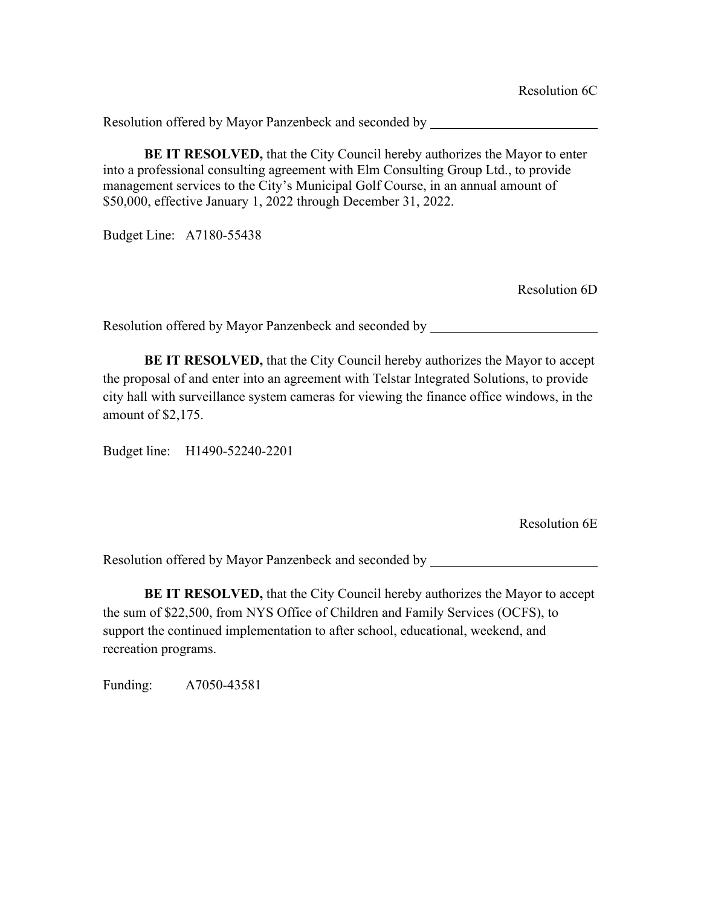Resolution 6C

Resolution offered by Mayor Panzenbeck and seconded by \_\_\_\_\_\_\_\_\_\_\_\_\_\_\_\_\_\_\_\_\_\_\_\_\_

**BE IT RESOLVED,** that the City Council hereby authorizes the Mayor to enter into a professional consulting agreement with Elm Consulting Group Ltd., to provide management services to the City's Municipal Golf Course, in an annual amount of $50,000, effective January 1, 2022 through December 31, 2022.

Budget Line: A7180-55438

Resolution 6D

Resolution offered by Mayor Panzenbeck and seconded by \_\_\_\_\_\_\_\_\_\_\_\_\_\_\_\_\_\_\_\_\_\_\_\_\_

**BE IT RESOLVED,** that the City Council hereby authorizes the Mayor to accept the proposal of and enter into an agreement with Telstar Integrated Solutions, to provide city hall with surveillance system cameras for viewing the finance office windows, in the amount of $2,175.

Budget line: H1490-52240-2201

Resolution 6E

Resolution offered by Mayor Panzenbeck and seconded by \_\_\_\_\_\_\_\_\_\_\_\_\_\_\_\_\_\_\_\_\_\_\_\_\_

**BE IT RESOLVED,** that the City Council hereby authorizes the Mayor to accept the sum of $22,500, from NYS Office of Children and Family Services (OCFS), to support the continued implementation to after school, educational, weekend, and recreation programs.

Funding: A7050-43581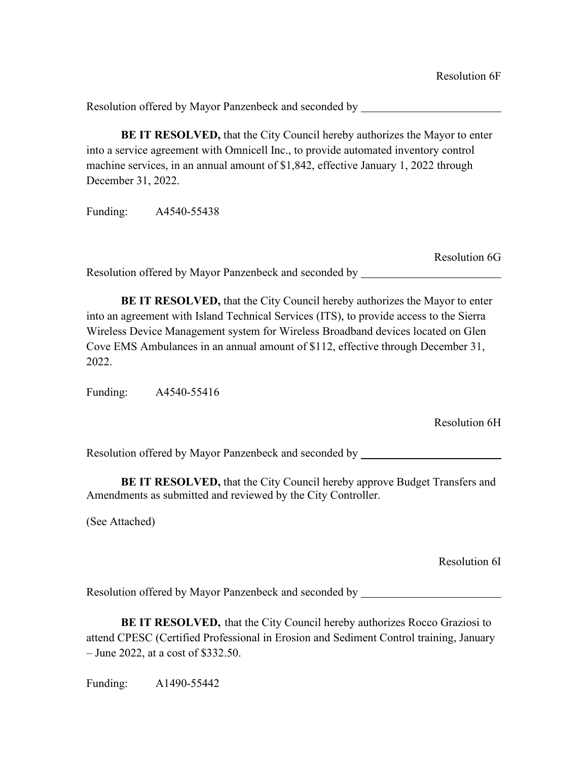Resolution 6F

Resolution offered by Mayor Panzenbeck and seconded by \_\_\_\_\_\_\_\_\_\_\_\_\_\_\_\_\_\_\_\_\_\_\_\_\_

**BE IT RESOLVED,** that the City Council hereby authorizes the Mayor to enter into a service agreement with Omnicell Inc., to provide automated inventory control machine services, in an annual amount of $1,842, effective January 1, 2022 through December 31, 2022.

Funding: A4540-55438

Resolution 6G

Resolution offered by Mayor Panzenbeck and seconded by \_\_\_\_\_\_\_\_\_\_\_\_\_\_\_\_\_\_\_\_\_\_\_\_\_

**BE IT RESOLVED,** that the City Council hereby authorizes the Mayor to enter into an agreement with Island Technical Services (ITS), to provide access to the Sierra Wireless Device Management system for Wireless Broadband devices located on Glen Cove EMS Ambulances in an annual amount of $112, effective through December 31, 2022.

Funding: A4540-55416

Resolution 6H

Resolution offered by Mayor Panzenbeck and seconded by \_\_\_\_\_\_\_\_\_\_\_\_\_\_\_\_\_\_\_\_\_\_\_\_\_

**BE IT RESOLVED,** that the City Council hereby approve Budget Transfers and Amendments as submitted and reviewed by the City Controller.

(See Attached)

Resolution 6I

Resolution offered by Mayor Panzenbeck and seconded by \_\_\_\_\_\_\_\_\_\_\_\_\_\_\_\_\_\_\_\_\_\_\_\_\_

**BE IT RESOLVED,** that the City Council hereby authorizes Rocco Graziosi to attend CPESC (Certified Professional in Erosion and Sediment Control training, January – June 2022, at a cost of $332.50.

Funding: A1490-55442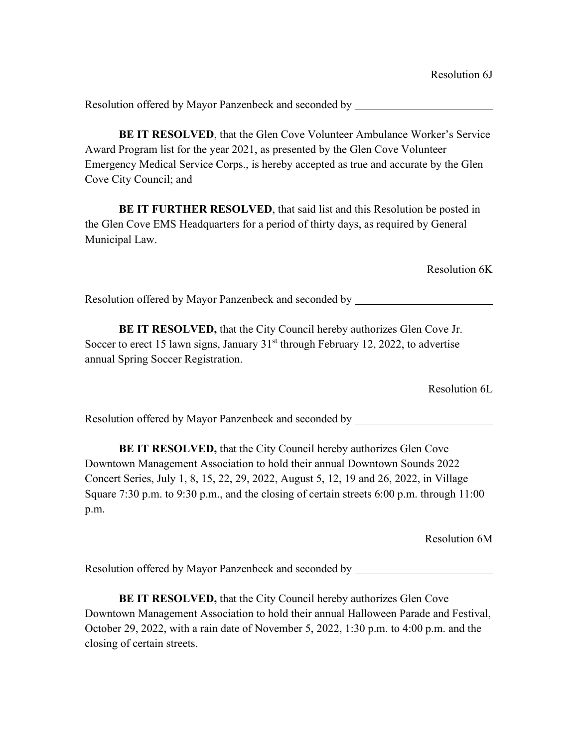Resolution 6J

Resolution offered by Mayor Panzenbeck and seconded by ________________________

**BE IT RESOLVED**, that the Glen Cove Volunteer Ambulance Worker's Service Award Program list for the year 2021, as presented by the Glen Cove Volunteer Emergency Medical Service Corps., is hereby accepted as true and accurate by the Glen Cove City Council; and

**BE IT FURTHER RESOLVED**, that said list and this Resolution be posted in the Glen Cove EMS Headquarters for a period of thirty days, as required by General Municipal Law.

Resolution 6K

Resolution offered by Mayor Panzenbeck and seconded by ________________________

**BE IT RESOLVED,** that the City Council hereby authorizes Glen Cove Jr. Soccer to erect 15 lawn signs, January 31st through February 12, 2022, to advertise annual Spring Soccer Registration.

Resolution 6L

Resolution offered by Mayor Panzenbeck and seconded by ________________________

**BE IT RESOLVED,** that the City Council hereby authorizes Glen Cove Downtown Management Association to hold their annual Downtown Sounds 2022 Concert Series, July 1, 8, 15, 22, 29, 2022, August 5, 12, 19 and 26, 2022, in Village Square 7:30 p.m. to 9:30 p.m., and the closing of certain streets 6:00 p.m. through 11:00 p.m.

Resolution 6M

Resolution offered by Mayor Panzenbeck and seconded by ________________________

**BE IT RESOLVED,** that the City Council hereby authorizes Glen Cove Downtown Management Association to hold their annual Halloween Parade and Festival, October 29, 2022, with a rain date of November 5, 2022, 1:30 p.m. to 4:00 p.m. and the closing of certain streets.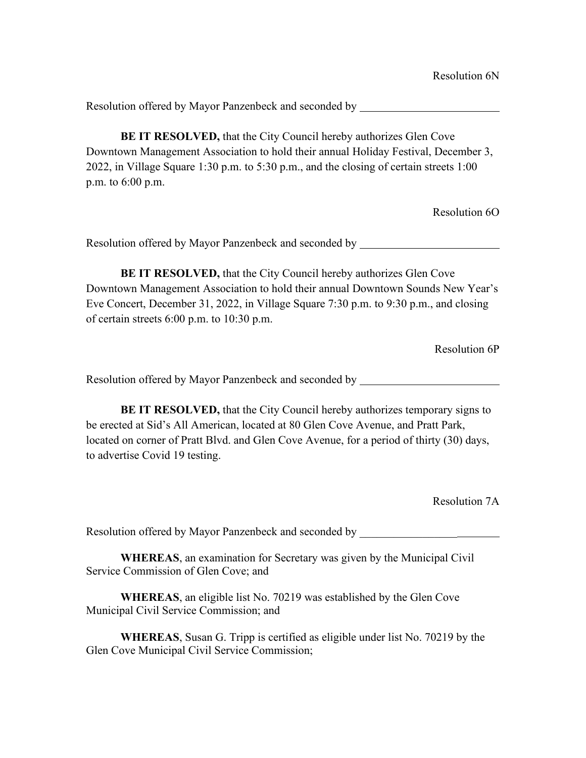Resolution 6N

Resolution offered by Mayor Panzenbeck and seconded by ________________________

**BE IT RESOLVED,** that the City Council hereby authorizes Glen Cove Downtown Management Association to hold their annual Holiday Festival, December 3, 2022, in Village Square 1:30 p.m. to 5:30 p.m., and the closing of certain streets 1:00 p.m. to 6:00 p.m.

Resolution 6O

Resolution offered by Mayor Panzenbeck and seconded by ________________________

**BE IT RESOLVED,** that the City Council hereby authorizes Glen Cove Downtown Management Association to hold their annual Downtown Sounds New Year's Eve Concert, December 31, 2022, in Village Square 7:30 p.m. to 9:30 p.m., and closing of certain streets 6:00 p.m. to 10:30 p.m.

Resolution 6P

Resolution offered by Mayor Panzenbeck and seconded by ________________________

**BE IT RESOLVED,** that the City Council hereby authorizes temporary signs to be erected at Sid's All American, located at 80 Glen Cove Avenue, and Pratt Park, located on corner of Pratt Blvd. and Glen Cove Avenue, for a period of thirty (30) days, to advertise Covid 19 testing.

Resolution 7A

Resolution offered by Mayor Panzenbeck and seconded by ________________________

**WHEREAS**, an examination for Secretary was given by the Municipal Civil Service Commission of Glen Cove; and

**WHEREAS**, an eligible list No. 70219 was established by the Glen Cove Municipal Civil Service Commission; and

**WHEREAS**, Susan G. Tripp is certified as eligible under list No. 70219 by the Glen Cove Municipal Civil Service Commission;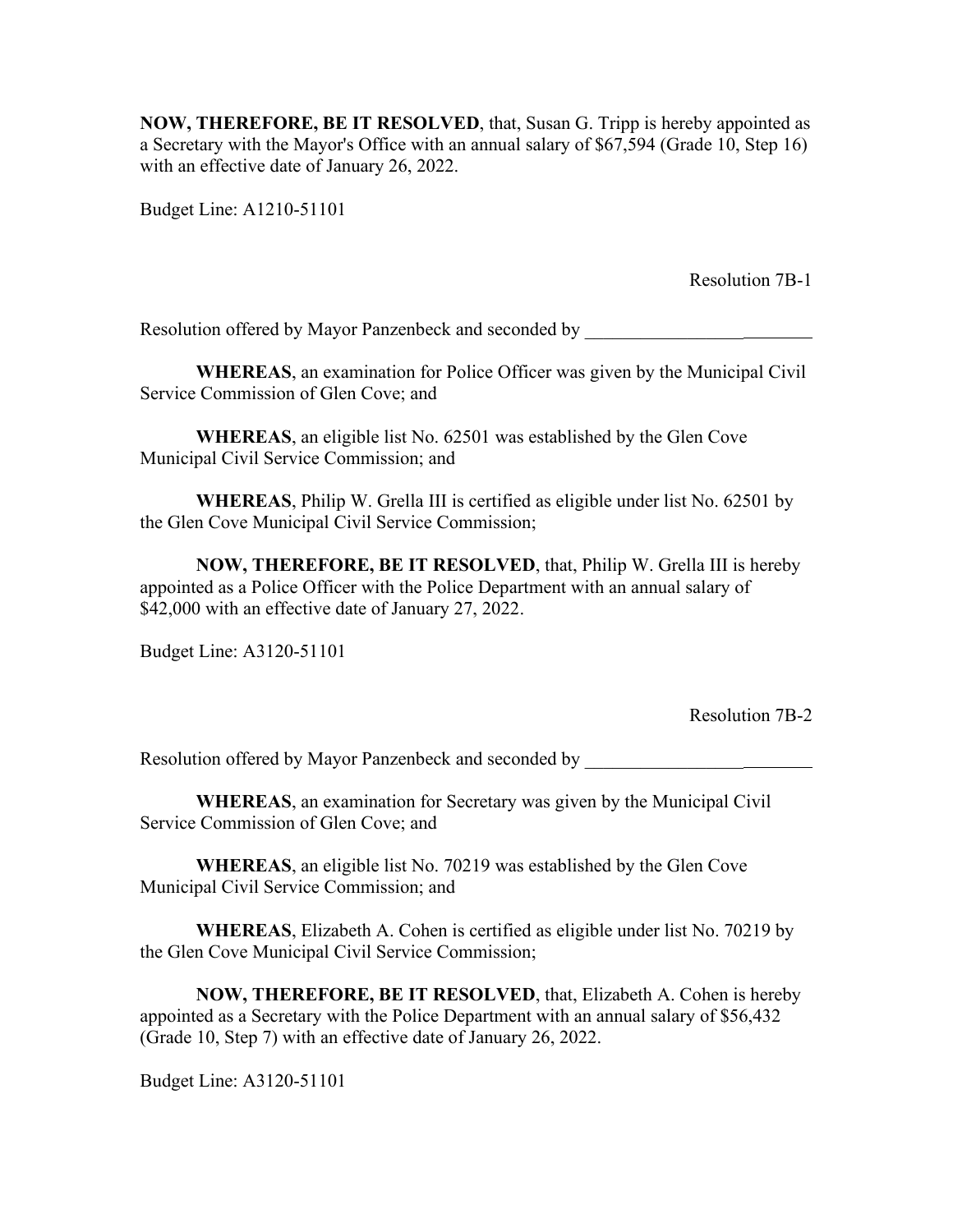**NOW, THEREFORE, BE IT RESOLVED**, that, Susan G. Tripp is hereby appointed as a Secretary with the Mayor's Office with an annual salary of $67,594 (Grade 10, Step 16) with an effective date of January 26, 2022.

Budget Line: A1210-51101

Resolution 7B-1

Resolution offered by Mayor Panzenbeck and seconded by _________________________

**WHEREAS**, an examination for Police Officer was given by the Municipal Civil Service Commission of Glen Cove; and

**WHEREAS**, an eligible list No. 62501 was established by the Glen Cove Municipal Civil Service Commission; and

**WHEREAS**, Philip W. Grella III is certified as eligible under list No. 62501 by the Glen Cove Municipal Civil Service Commission;

**NOW, THEREFORE, BE IT RESOLVED**, that, Philip W. Grella III is hereby appointed as a Police Officer with the Police Department with an annual salary of $42,000 with an effective date of January 27, 2022.

Budget Line: A3120-51101

Resolution 7B-2

Resolution offered by Mayor Panzenbeck and seconded by _________________________

**WHEREAS**, an examination for Secretary was given by the Municipal Civil Service Commission of Glen Cove; and

**WHEREAS**, an eligible list No. 70219 was established by the Glen Cove Municipal Civil Service Commission; and

**WHEREAS**, Elizabeth A. Cohen is certified as eligible under list No. 70219 by the Glen Cove Municipal Civil Service Commission;

**NOW, THEREFORE, BE IT RESOLVED**, that, Elizabeth A. Cohen is hereby appointed as a Secretary with the Police Department with an annual salary of $56,432 (Grade 10, Step 7) with an effective date of January 26, 2022.

Budget Line: A3120-51101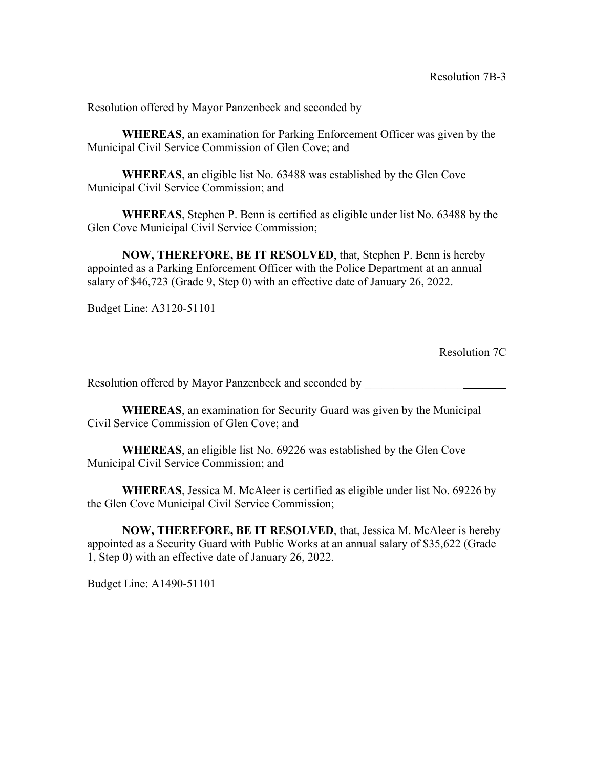Resolution 7B-3

Resolution offered by Mayor Panzenbeck and seconded by ___________________

**WHEREAS**, an examination for Parking Enforcement Officer was given by the Municipal Civil Service Commission of Glen Cove; and

**WHEREAS**, an eligible list No. 63488 was established by the Glen Cove Municipal Civil Service Commission; and

**WHEREAS**, Stephen P. Benn is certified as eligible under list No. 63488 by the Glen Cove Municipal Civil Service Commission;

**NOW, THEREFORE, BE IT RESOLVED**, that, Stephen P. Benn is hereby appointed as a Parking Enforcement Officer with the Police Department at an annual salary of $46,723 (Grade 9, Step 0) with an effective date of January 26, 2022.

Budget Line: A3120-51101

Resolution 7C

Resolution offered by Mayor Panzenbeck and seconded by _________________________

**WHEREAS**, an examination for Security Guard was given by the Municipal Civil Service Commission of Glen Cove; and

**WHEREAS**, an eligible list No. 69226 was established by the Glen Cove Municipal Civil Service Commission; and

**WHEREAS**, Jessica M. McAleer is certified as eligible under list No. 69226 by the Glen Cove Municipal Civil Service Commission;

**NOW, THEREFORE, BE IT RESOLVED**, that, Jessica M. McAleer is hereby appointed as a Security Guard with Public Works at an annual salary of $35,622 (Grade 1, Step 0) with an effective date of January 26, 2022.

Budget Line: A1490-51101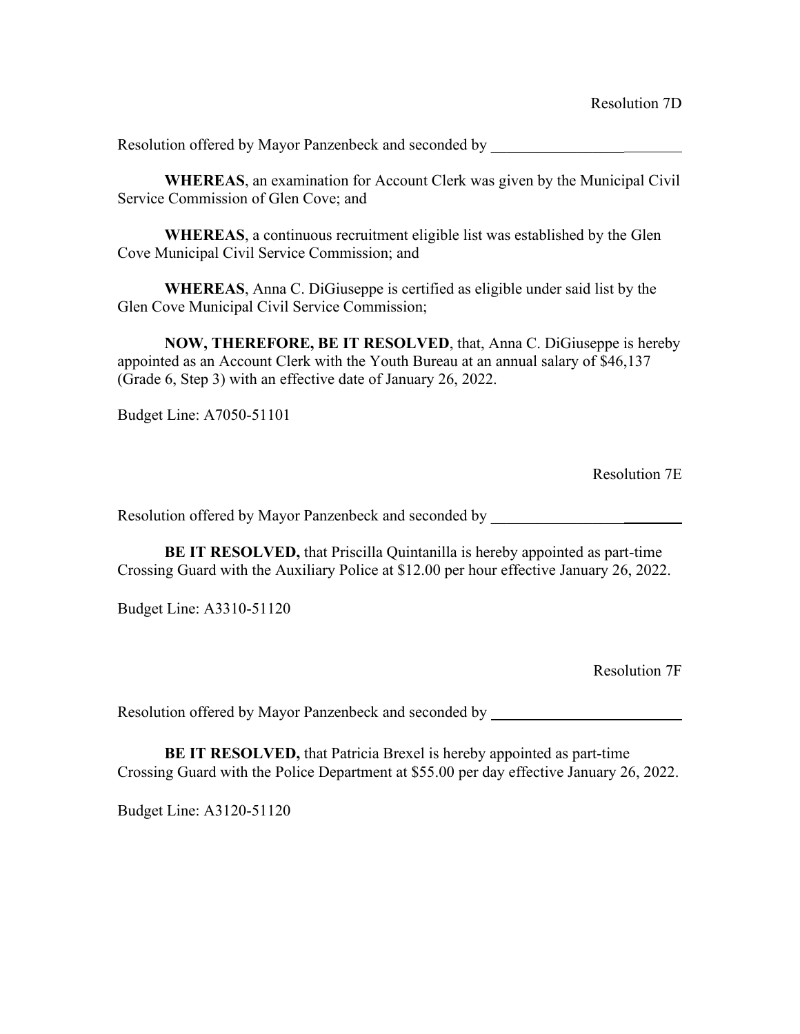Resolution 7D

Resolution offered by Mayor Panzenbeck and seconded by ________________________

**WHEREAS**, an examination for Account Clerk was given by the Municipal Civil Service Commission of Glen Cove; and

**WHEREAS**, a continuous recruitment eligible list was established by the Glen Cove Municipal Civil Service Commission; and

**WHEREAS**, Anna C. DiGiuseppe is certified as eligible under said list by the Glen Cove Municipal Civil Service Commission;

**NOW, THEREFORE, BE IT RESOLVED**, that, Anna C. DiGiuseppe is hereby appointed as an Account Clerk with the Youth Bureau at an annual salary of $46,137 (Grade 6, Step 3) with an effective date of January 26, 2022.

Budget Line: A7050-51101

Resolution 7E

Resolution offered by Mayor Panzenbeck and seconded by ________________________

**BE IT RESOLVED,** that Priscilla Quintanilla is hereby appointed as part-time Crossing Guard with the Auxiliary Police at $12.00 per hour effective January 26, 2022.

Budget Line: A3310-51120

Resolution 7F

Resolution offered by Mayor Panzenbeck and seconded by ________________________

**BE IT RESOLVED,** that Patricia Brexel is hereby appointed as part-time Crossing Guard with the Police Department at $55.00 per day effective January 26, 2022.

Budget Line: A3120-51120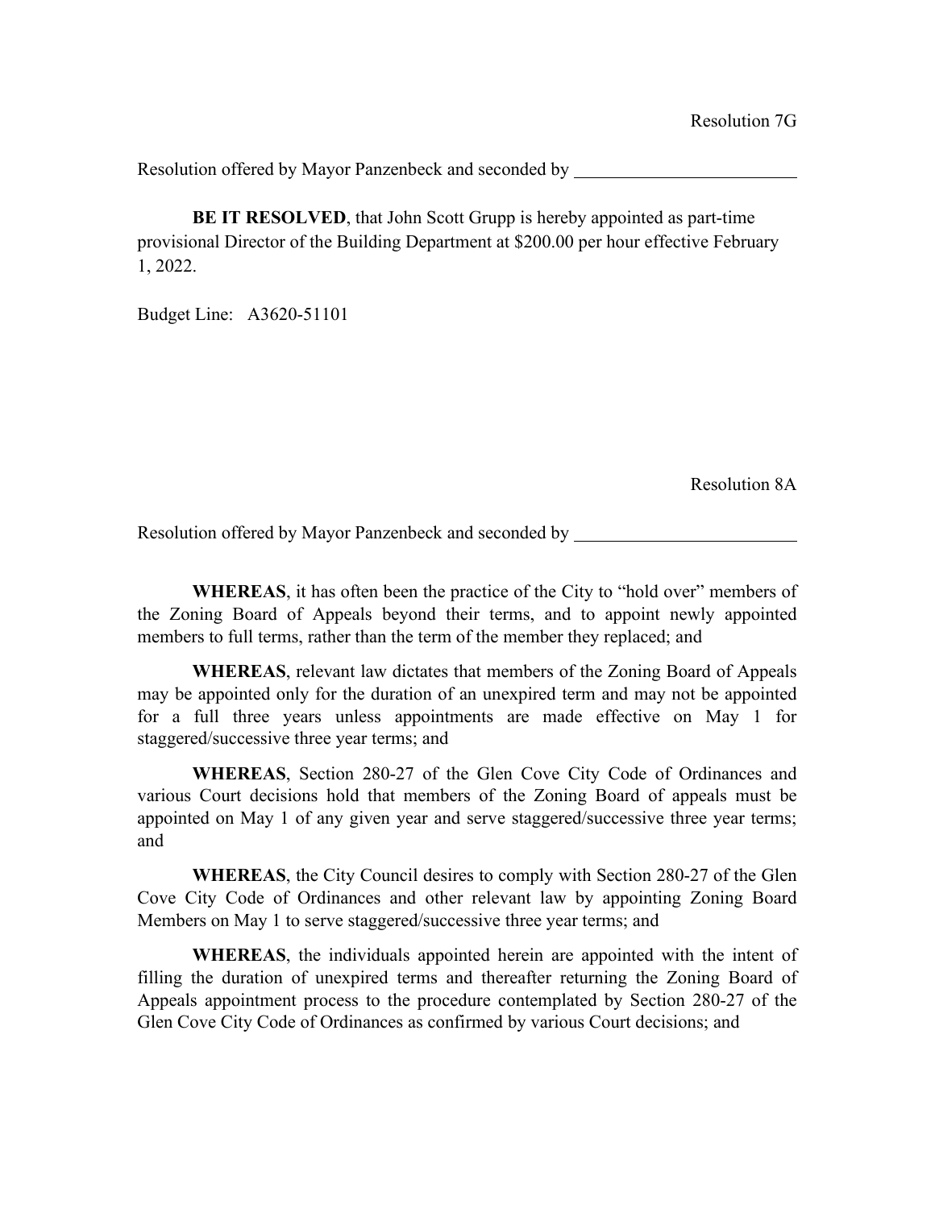Resolution 7G

Resolution offered by Mayor Panzenbeck and seconded by \_\_\_\_\_\_\_\_\_\_\_\_\_\_\_\_\_\_\_\_\_\_\_\_

**BE IT RESOLVED**, that John Scott Grupp is hereby appointed as part-time provisional Director of the Building Department at $200.00 per hour effective February 1, 2022.

Budget Line: A3620-51101

Resolution 8A

Resolution offered by Mayor Panzenbeck and seconded by \_\_\_\_\_\_\_\_\_\_\_\_\_\_\_\_\_\_\_\_\_\_\_\_

**WHEREAS**, it has often been the practice of the City to "hold over" members of the Zoning Board of Appeals beyond their terms, and to appoint newly appointed members to full terms, rather than the term of the member they replaced; and

**WHEREAS**, relevant law dictates that members of the Zoning Board of Appeals may be appointed only for the duration of an unexpired term and may not be appointed for a full three years unless appointments are made effective on May 1 for staggered/successive three year terms; and

**WHEREAS**, Section 280-27 of the Glen Cove City Code of Ordinances and various Court decisions hold that members of the Zoning Board of appeals must be appointed on May 1 of any given year and serve staggered/successive three year terms; and

**WHEREAS**, the City Council desires to comply with Section 280-27 of the Glen Cove City Code of Ordinances and other relevant law by appointing Zoning Board Members on May 1 to serve staggered/successive three year terms; and

**WHEREAS**, the individuals appointed herein are appointed with the intent of filling the duration of unexpired terms and thereafter returning the Zoning Board of Appeals appointment process to the procedure contemplated by Section 280-27 of the Glen Cove City Code of Ordinances as confirmed by various Court decisions; and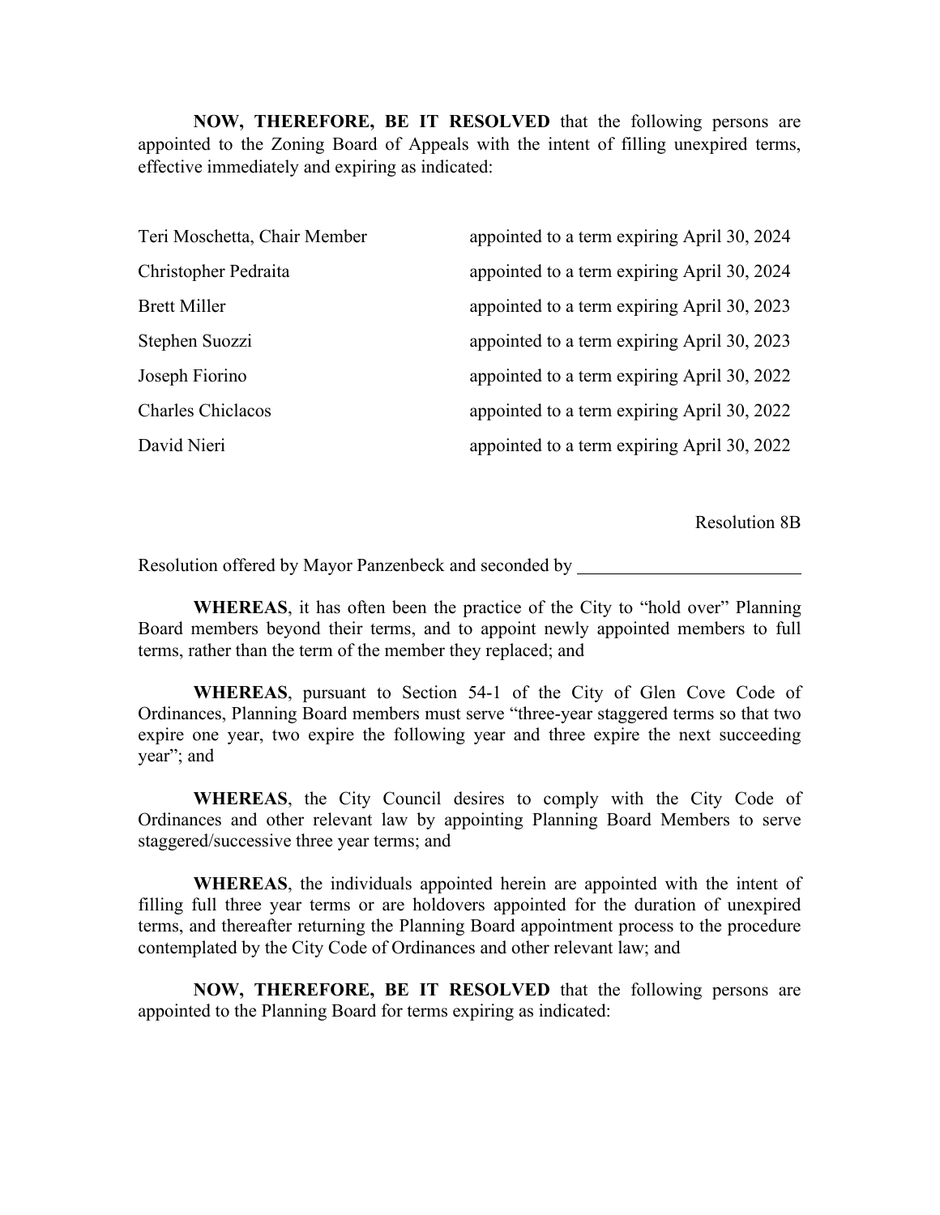**NOW, THEREFORE, BE IT RESOLVED** that the following persons are appointed to the Zoning Board of Appeals with the intent of filling unexpired terms, effective immediately and expiring as indicated:

| | |
|---|---|
| Teri Moschetta, Chair Member | appointed to a term expiring April 30, 2024 |
| Christopher Pedraita | appointed to a term expiring April 30, 2024 |
| Brett Miller | appointed to a term expiring April 30, 2023 |
| Stephen Suozzi | appointed to a term expiring April 30, 2023 |
| Joseph Fiorino | appointed to a term expiring April 30, 2022 |
| Charles Chiclacos | appointed to a term expiring April 30, 2022 |
| David Nieri | appointed to a term expiring April 30, 2022 |

Resolution 8B

Resolution offered by Mayor Panzenbeck and seconded by ________________________

**WHEREAS**, it has often been the practice of the City to "hold over" Planning Board members beyond their terms, and to appoint newly appointed members to full terms, rather than the term of the member they replaced; and

**WHEREAS**, pursuant to Section 54-1 of the City of Glen Cove Code of Ordinances, Planning Board members must serve "three-year staggered terms so that two expire one year, two expire the following year and three expire the next succeeding year"; and

**WHEREAS**, the City Council desires to comply with the City Code of Ordinances and other relevant law by appointing Planning Board Members to serve staggered/successive three year terms; and

**WHEREAS**, the individuals appointed herein are appointed with the intent of filling full three year terms or are holdovers appointed for the duration of unexpired terms, and thereafter returning the Planning Board appointment process to the procedure contemplated by the City Code of Ordinances and other relevant law; and

**NOW, THEREFORE, BE IT RESOLVED** that the following persons are appointed to the Planning Board for terms expiring as indicated: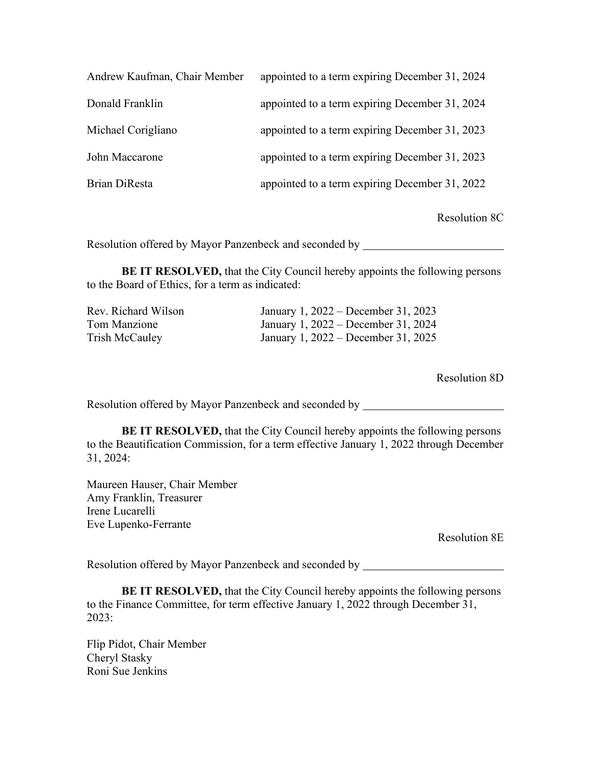| | |
|---|---|
| Andrew Kaufman, Chair Member | appointed to a term expiring December 31, 2024 |
| Donald Franklin | appointed to a term expiring December 31, 2024 |
| Michael Corigliano | appointed to a term expiring December 31, 2023 |
| John Maccarone | appointed to a term expiring December 31, 2023 |
| Brian DiResta | appointed to a term expiring December 31, 2022 |

Resolution 8C

Resolution offered by Mayor Panzenbeck and seconded by ________________________

**BE IT RESOLVED,** that the City Council hereby appoints the following persons to the Board of Ethics, for a term as indicated:

| | |
|---|---|
| Rev. Richard Wilson | January 1, 2022 – December 31, 2023 |
| Tom Manzione | January 1, 2022 – December 31, 2024 |
| Trish McCauley | January 1, 2022 – December 31, 2025 |

Resolution 8D

Resolution offered by Mayor Panzenbeck and seconded by ________________________

**BE IT RESOLVED,** that the City Council hereby appoints the following persons to the Beautification Commission, for a term effective January 1, 2022 through December 31, 2024:

Maureen Hauser, Chair Member
Amy Franklin, Treasurer
Irene Lucarelli
Eve Lupenko-Ferrante

Resolution 8E

Resolution offered by Mayor Panzenbeck and seconded by ________________________

**BE IT RESOLVED,** that the City Council hereby appoints the following persons to the Finance Committee, for term effective January 1, 2022 through December 31, 2023:

Flip Pidot, Chair Member
Cheryl Stasky
Roni Sue Jenkins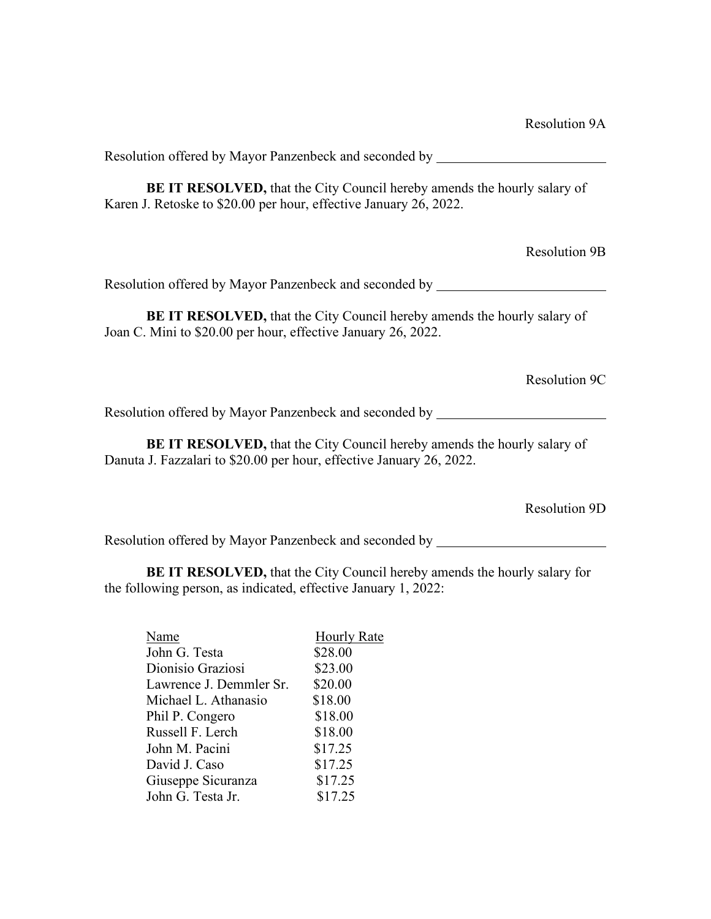Resolution 9A

Resolution offered by Mayor Panzenbeck and seconded by ________________________

**BE IT RESOLVED,** that the City Council hereby amends the hourly salary of Karen J. Retoske to $20.00 per hour, effective January 26, 2022.

Resolution 9B

Resolution offered by Mayor Panzenbeck and seconded by ________________________

**BE IT RESOLVED,** that the City Council hereby amends the hourly salary of Joan C. Mini to $20.00 per hour, effective January 26, 2022.

Resolution 9C

Resolution offered by Mayor Panzenbeck and seconded by ________________________

**BE IT RESOLVED,** that the City Council hereby amends the hourly salary of Danuta J. Fazzalari to $20.00 per hour, effective January 26, 2022.

Resolution 9D

Resolution offered by Mayor Panzenbeck and seconded by ________________________

**BE IT RESOLVED,** that the City Council hereby amends the hourly salary for the following person, as indicated, effective January 1, 2022:

| Name | Hourly Rate |
|---|---|
| John G. Testa | $28.00 |
| Dionisio Graziosi | $23.00 |
| Lawrence J. Demmler Sr. | $20.00 |
| Michael L. Athanasio | $18.00 |
| Phil P. Congero | $18.00 |
| Russell F. Lerch | $18.00 |
| John M. Pacini | $17.25 |
| David J. Caso | $17.25 |
| Giuseppe Sicuranza | $17.25 |
| John G. Testa Jr. | $17.25 |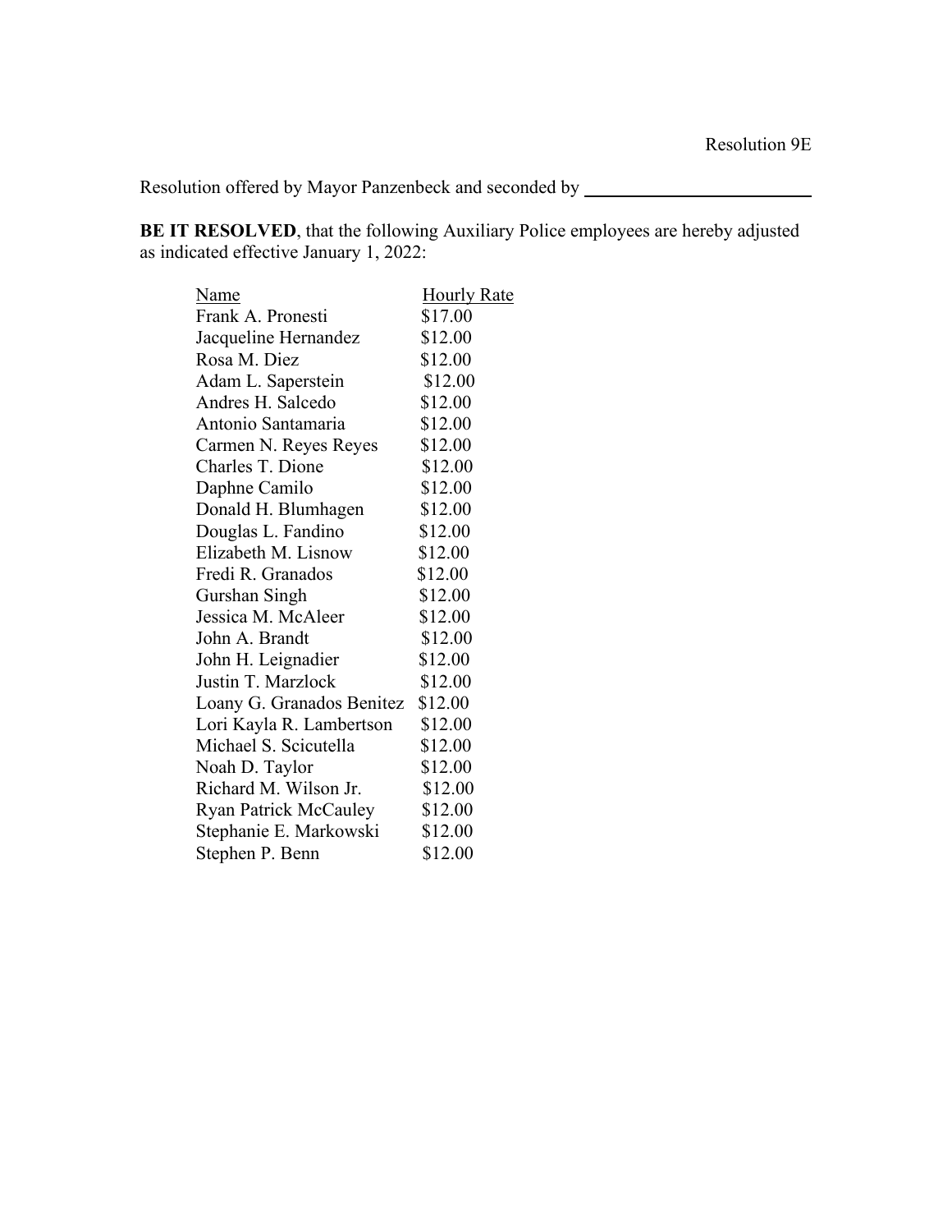Resolution 9E

Resolution offered by Mayor Panzenbeck and seconded by ________________________

**BE IT RESOLVED**, that the following Auxiliary Police employees are hereby adjusted as indicated effective January 1, 2022:

| Name | Hourly Rate |
|---|---|
| Frank A. Pronesti | $17.00 |
| Jacqueline Hernandez | $12.00 |
| Rosa M. Diez | $12.00 |
| Adam L. Saperstein | $12.00 |
| Andres H. Salcedo | $12.00 |
| Antonio Santamaria | $12.00 |
| Carmen N. Reyes Reyes | $12.00 |
| Charles T. Dione | $12.00 |
| Daphne Camilo | $12.00 |
| Donald H. Blumhagen | $12.00 |
| Douglas L. Fandino | $12.00 |
| Elizabeth M. Lisnow | $12.00 |
| Fredi R. Granados | $12.00 |
| Gurshan Singh | $12.00 |
| Jessica M. McAleer | $12.00 |
| John A. Brandt | $12.00 |
| John H. Leignadier | $12.00 |
| Justin T. Marzlock | $12.00 |
| Loany G. Granados Benitez | $12.00 |
| Lori Kayla R. Lambertson | $12.00 |
| Michael S. Scicutella | $12.00 |
| Noah D. Taylor | $12.00 |
| Richard M. Wilson Jr. | $12.00 |
| Ryan Patrick McCauley | $12.00 |
| Stephanie E. Markowski | $12.00 |
| Stephen P. Benn | $12.00 |